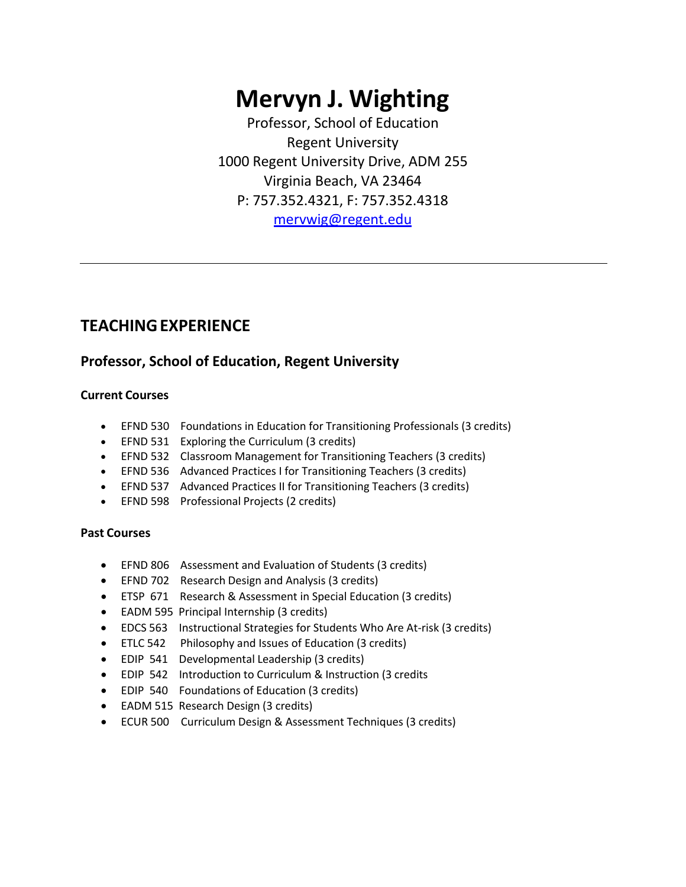# Mervyn J. Wighting

Professor, School of Education
Regent University
1000 Regent University Drive, ADM 255
Virginia Beach, VA 23464
P: 757.352.4321, F: 757.352.4318
mervwig@regent.edu

---

## TEACHING EXPERIENCE

### Professor, School of Education, Regent University

**Current Courses**

- EFND 530 Foundations in Education for Transitioning Professionals (3 credits)
- EFND 531 Exploring the Curriculum (3 credits)
- EFND 532 Classroom Management for Transitioning Teachers (3 credits)
- EFND 536 Advanced Practices I for Transitioning Teachers (3 credits)
- EFND 537 Advanced Practices II for Transitioning Teachers (3 credits)
- EFND 598 Professional Projects (2 credits)

**Past Courses**

- EFND 806 Assessment and Evaluation of Students (3 credits)
- EFND 702 Research Design and Analysis (3 credits)
- ETSP 671 Research & Assessment in Special Education (3 credits)
- EADM 595 Principal Internship (3 credits)
- EDCS 563 Instructional Strategies for Students Who Are At-risk (3 credits)
- ETLC 542 Philosophy and Issues of Education (3 credits)
- EDIP 541 Developmental Leadership (3 credits)
- EDIP 542 Introduction to Curriculum & Instruction (3 credits
- EDIP 540 Foundations of Education (3 credits)
- EADM 515 Research Design (3 credits)
- ECUR 500 Curriculum Design & Assessment Techniques (3 credits)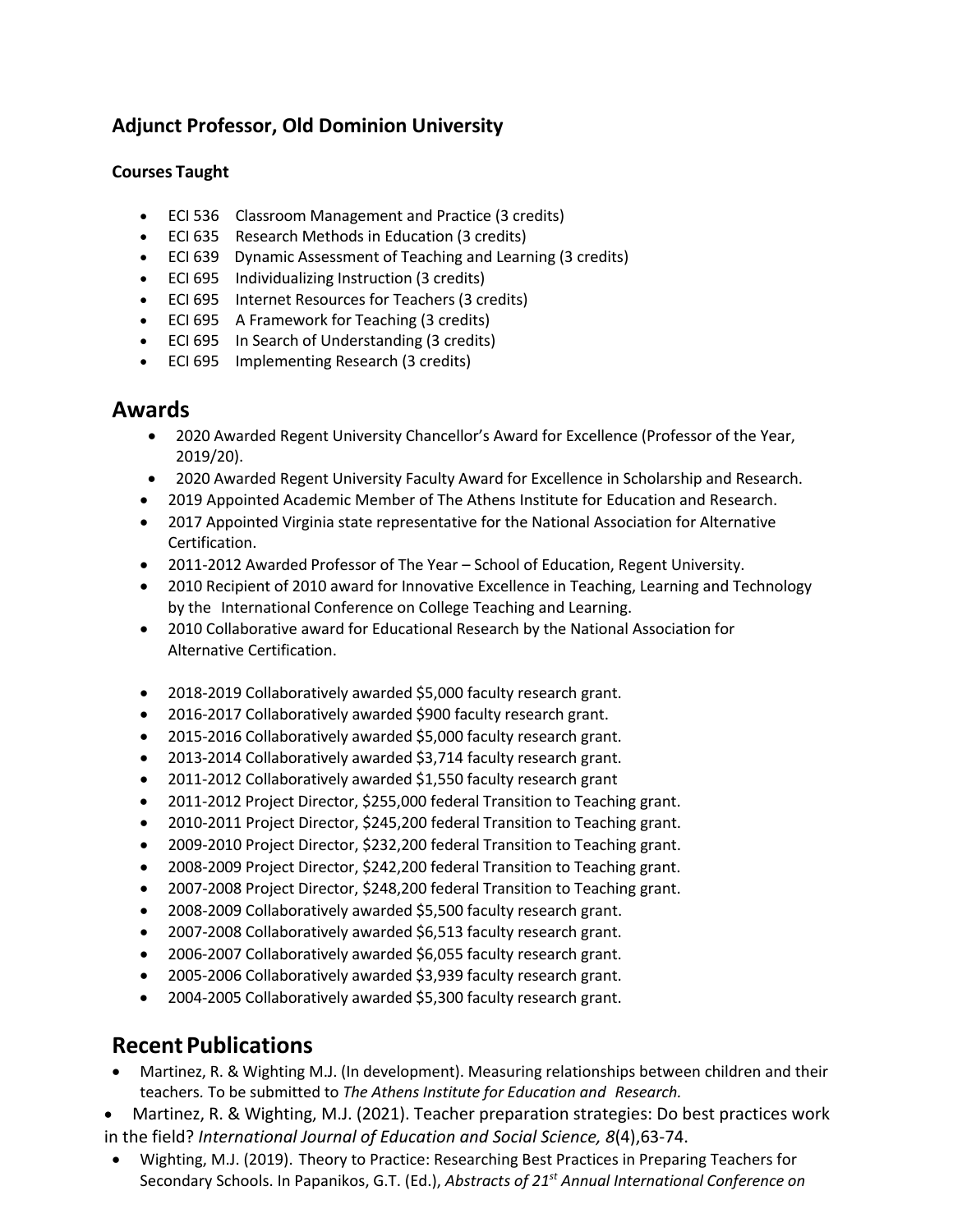## Adjunct Professor, Old Dominion University

### Courses Taught

- ECI 536 Classroom Management and Practice (3 credits)
- ECI 635 Research Methods in Education (3 credits)
- ECI 639 Dynamic Assessment of Teaching and Learning (3 credits)
- ECI 695 Individualizing Instruction (3 credits)
- ECI 695 Internet Resources for Teachers (3 credits)
- ECI 695 A Framework for Teaching (3 credits)
- ECI 695 In Search of Understanding (3 credits)
- ECI 695 Implementing Research (3 credits)

# Awards

- 2020 Awarded Regent University Chancellor's Award for Excellence (Professor of the Year, 2019/20).
- 2020 Awarded Regent University Faculty Award for Excellence in Scholarship and Research.
- 2019 Appointed Academic Member of The Athens Institute for Education and Research.
- 2017 Appointed Virginia state representative for the National Association for Alternative Certification.
- 2011-2012 Awarded Professor of The Year – School of Education, Regent University.
- 2010 Recipient of 2010 award for Innovative Excellence in Teaching, Learning and Technology by the International Conference on College Teaching and Learning.
- 2010 Collaborative award for Educational Research by the National Association for Alternative Certification.

- 2018-2019 Collaboratively awarded $5,000 faculty research grant.
- 2016-2017 Collaboratively awarded $900 faculty research grant.
- 2015-2016 Collaboratively awarded $5,000 faculty research grant.
- 2013-2014 Collaboratively awarded $3,714 faculty research grant.
- 2011-2012 Collaboratively awarded $1,550 faculty research grant
- 2011-2012 Project Director, $255,000 federal Transition to Teaching grant.
- 2010-2011 Project Director, $245,200 federal Transition to Teaching grant.
- 2009-2010 Project Director, $232,200 federal Transition to Teaching grant.
- 2008-2009 Project Director, $242,200 federal Transition to Teaching grant.
- 2007-2008 Project Director, $248,200 federal Transition to Teaching grant.
- 2008-2009 Collaboratively awarded $5,500 faculty research grant.
- 2007-2008 Collaboratively awarded $6,513 faculty research grant.
- 2006-2007 Collaboratively awarded $6,055 faculty research grant.
- 2005-2006 Collaboratively awarded $3,939 faculty research grant.
- 2004-2005 Collaboratively awarded $5,300 faculty research grant.

# Recent Publications

- Martinez, R. & Wighting M.J. (In development). Measuring relationships between children and their teachers. To be submitted to *The Athens Institute for Education and Research.*
- Martinez, R. & Wighting, M.J. (2021). Teacher preparation strategies: Do best practices work in the field? *International Journal of Education and Social Science, 8*(4),63-74.
- Wighting, M.J. (2019). Theory to Practice: Researching Best Practices in Preparing Teachers for Secondary Schools. In Papanikos, G.T. (Ed.), *Abstracts of 21st Annual International Conference on*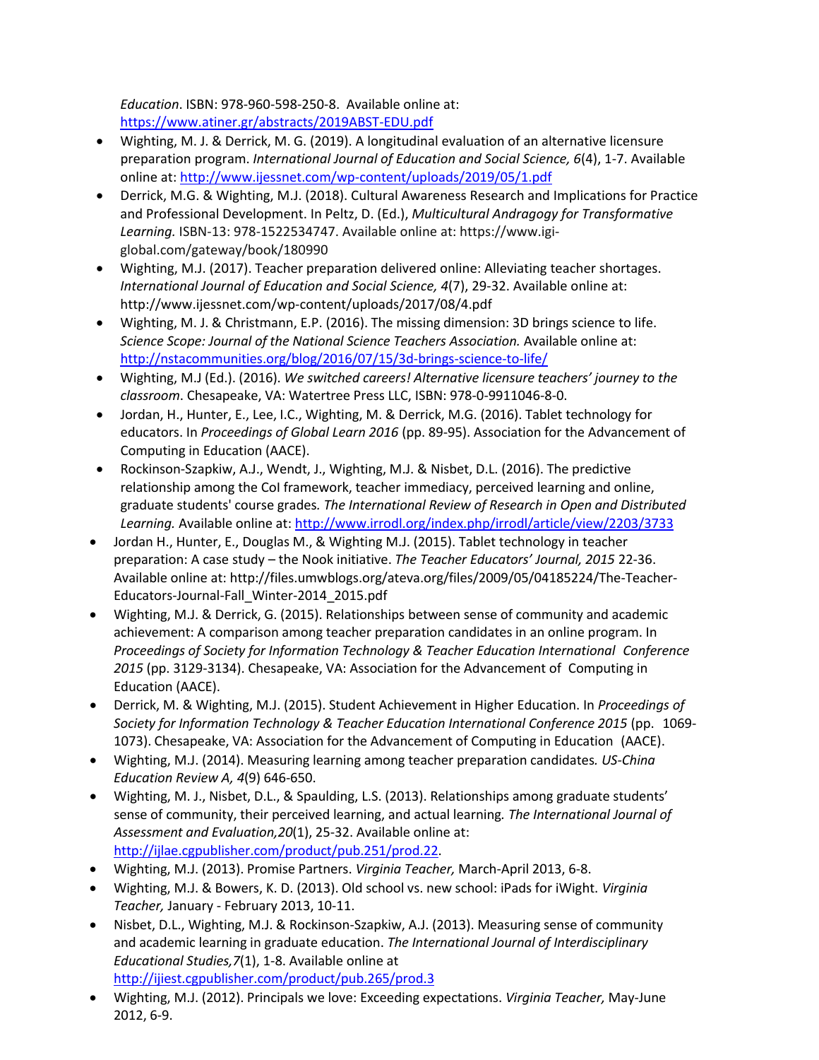*Education*. ISBN: 978-960-598-250-8. Available online at: https://www.atiner.gr/abstracts/2019ABST-EDU.pdf

- Wighting, M. J. & Derrick, M. G. (2019). A longitudinal evaluation of an alternative licensure preparation program. *International Journal of Education and Social Science, 6*(4), 1-7. Available online at: http://www.ijessnet.com/wp-content/uploads/2019/05/1.pdf
- Derrick, M.G. & Wighting, M.J. (2018). Cultural Awareness Research and Implications for Practice and Professional Development. In Peltz, D. (Ed.), *Multicultural Andragogy for Transformative Learning.* ISBN-13: 978-1522534747. Available online at: https://www.igi-global.com/gateway/book/180990
- Wighting, M.J. (2017). Teacher preparation delivered online: Alleviating teacher shortages. *International Journal of Education and Social Science, 4*(7), 29-32. Available online at: http://www.ijessnet.com/wp-content/uploads/2017/08/4.pdf
- Wighting, M. J. & Christmann, E.P. (2016). The missing dimension: 3D brings science to life. *Science Scope: Journal of the National Science Teachers Association.* Available online at: http://nstacommunities.org/blog/2016/07/15/3d-brings-science-to-life/
- Wighting, M.J (Ed.). (2016). *We switched careers! Alternative licensure teachers' journey to the classroom*. Chesapeake, VA: Watertree Press LLC, ISBN: 978-0-9911046-8-0.
- Jordan, H., Hunter, E., Lee, I.C., Wighting, M. & Derrick, M.G. (2016). Tablet technology for educators. In *Proceedings of Global Learn 2016* (pp. 89-95). Association for the Advancement of Computing in Education (AACE).
- Rockinson-Szapkiw, A.J., Wendt, J., Wighting, M.J. & Nisbet, D.L. (2016). The predictive relationship among the CoI framework, teacher immediacy, perceived learning and online, graduate students' course grades*. The International Review of Research in Open and Distributed Learning.* Available online at: http://www.irrodl.org/index.php/irrodl/article/view/2203/3733
- Jordan H., Hunter, E., Douglas M., & Wighting M.J. (2015). Tablet technology in teacher preparation: A case study – the Nook initiative. *The Teacher Educators' Journal, 2015* 22-36. Available online at: http://files.umwblogs.org/ateva.org/files/2009/05/04185224/The-Teacher-Educators-Journal-Fall_Winter-2014_2015.pdf
- Wighting, M.J. & Derrick, G. (2015). Relationships between sense of community and academic achievement: A comparison among teacher preparation candidates in an online program. In *Proceedings of Society for Information Technology & Teacher Education International Conference 2015* (pp. 3129-3134). Chesapeake, VA: Association for the Advancement of Computing in Education (AACE).
- Derrick, M. & Wighting, M.J. (2015). Student Achievement in Higher Education. In *Proceedings of Society for Information Technology & Teacher Education International Conference 2015* (pp. 1069-1073). Chesapeake, VA: Association for the Advancement of Computing in Education (AACE).
- Wighting, M.J. (2014). Measuring learning among teacher preparation candidates*. US-China Education Review A, 4*(9) 646-650.
- Wighting, M. J., Nisbet, D.L., & Spaulding, L.S. (2013). Relationships among graduate students' sense of community, their perceived learning, and actual learning*. The International Journal of Assessment and Evaluation,20*(1), 25-32. Available online at: http://ijlae.cgpublisher.com/product/pub.251/prod.22.
- Wighting, M.J. (2013). Promise Partners. *Virginia Teacher,* March-April 2013, 6-8.
- Wighting, M.J. & Bowers, K. D. (2013). Old school vs. new school: iPads for iWight. *Virginia Teacher,* January - February 2013, 10-11.
- Nisbet, D.L., Wighting, M.J. & Rockinson-Szapkiw, A.J. (2013). Measuring sense of community and academic learning in graduate education. *The International Journal of Interdisciplinary Educational Studies,7*(1), 1-8. Available online at http://ijiest.cgpublisher.com/product/pub.265/prod.3
- Wighting, M.J. (2012). Principals we love: Exceeding expectations. *Virginia Teacher,* May-June 2012, 6-9.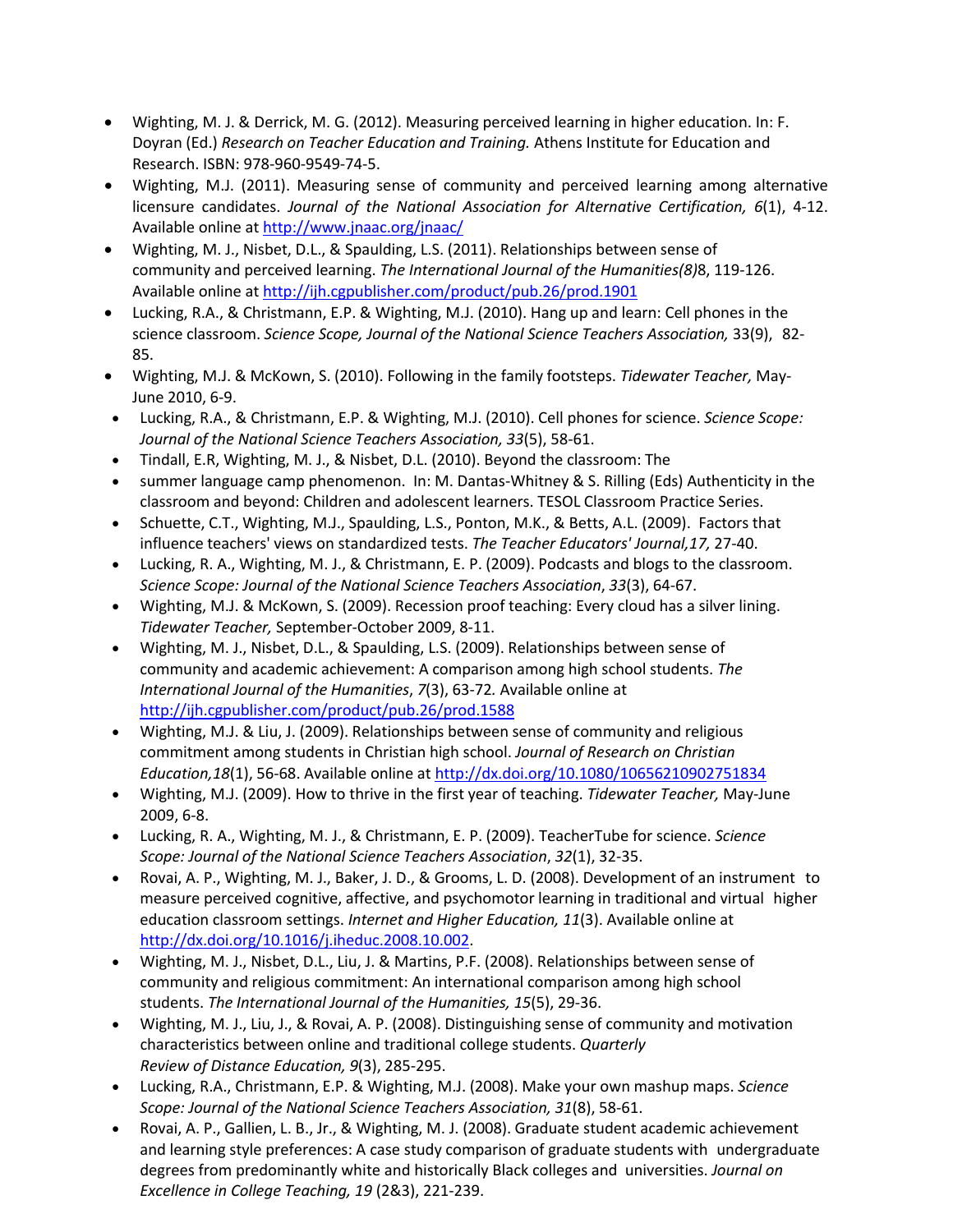- Wighting, M. J. & Derrick, M. G. (2012). Measuring perceived learning in higher education. In: F. Doyran (Ed.) *Research on Teacher Education and Training.* Athens Institute for Education and Research. ISBN: 978-960-9549-74-5.
- Wighting, M.J. (2011). Measuring sense of community and perceived learning among alternative licensure candidates. *Journal of the National Association for Alternative Certification, 6*(1), 4-12. Available online at http://www.jnaac.org/jnaac/
- Wighting, M. J., Nisbet, D.L., & Spaulding, L.S. (2011). Relationships between sense of community and perceived learning. *The International Journal of the Humanities(8)*8, 119-126. Available online at http://ijh.cgpublisher.com/product/pub.26/prod.1901
- Lucking, R.A., & Christmann, E.P. & Wighting, M.J. (2010). Hang up and learn: Cell phones in the science classroom. *Science Scope, Journal of the National Science Teachers Association,* 33(9), 82-85.
- Wighting, M.J. & McKown, S. (2010). Following in the family footsteps. *Tidewater Teacher,* May-June 2010, 6-9.
- Lucking, R.A., & Christmann, E.P. & Wighting, M.J. (2010). Cell phones for science. *Science Scope: Journal of the National Science Teachers Association, 33*(5), 58-61.
- Tindall, E.R, Wighting, M. J., & Nisbet, D.L. (2010). Beyond the classroom: The
- summer language camp phenomenon. In: M. Dantas-Whitney & S. Rilling (Eds) Authenticity in the classroom and beyond: Children and adolescent learners. TESOL Classroom Practice Series.
- Schuette, C.T., Wighting, M.J., Spaulding, L.S., Ponton, M.K., & Betts, A.L. (2009). Factors that influence teachers' views on standardized tests. *The Teacher Educators' Journal,17,* 27-40.
- Lucking, R. A., Wighting, M. J., & Christmann, E. P. (2009). Podcasts and blogs to the classroom. *Science Scope: Journal of the National Science Teachers Association*, *33*(3), 64-67.
- Wighting, M.J. & McKown, S. (2009). Recession proof teaching: Every cloud has a silver lining. *Tidewater Teacher,* September-October 2009, 8-11.
- Wighting, M. J., Nisbet, D.L., & Spaulding, L.S. (2009). Relationships between sense of community and academic achievement: A comparison among high school students. *The International Journal of the Humanities*, *7*(3), 63-72. Available online at http://ijh.cgpublisher.com/product/pub.26/prod.1588
- Wighting, M.J. & Liu, J. (2009). Relationships between sense of community and religious commitment among students in Christian high school. *Journal of Research on Christian Education,18*(1), 56-68. Available online at http://dx.doi.org/10.1080/10656210902751834
- Wighting, M.J. (2009). How to thrive in the first year of teaching. *Tidewater Teacher,* May-June 2009, 6-8.
- Lucking, R. A., Wighting, M. J., & Christmann, E. P. (2009). TeacherTube for science. *Science Scope: Journal of the National Science Teachers Association*, *32*(1), 32-35.
- Rovai, A. P., Wighting, M. J., Baker, J. D., & Grooms, L. D. (2008). Development of an instrument to measure perceived cognitive, affective, and psychomotor learning in traditional and virtual higher education classroom settings. *Internet and Higher Education, 11*(3). Available online at http://dx.doi.org/10.1016/j.iheduc.2008.10.002.
- Wighting, M. J., Nisbet, D.L., Liu, J. & Martins, P.F. (2008). Relationships between sense of community and religious commitment: An international comparison among high school students. *The International Journal of the Humanities, 15*(5), 29-36.
- Wighting, M. J., Liu, J., & Rovai, A. P. (2008). Distinguishing sense of community and motivation characteristics between online and traditional college students. *Quarterly Review of Distance Education, 9*(3), 285-295.
- Lucking, R.A., Christmann, E.P. & Wighting, M.J. (2008). Make your own mashup maps. *Science Scope: Journal of the National Science Teachers Association, 31*(8), 58-61.
- Rovai, A. P., Gallien, L. B., Jr., & Wighting, M. J. (2008). Graduate student academic achievement and learning style preferences: A case study comparison of graduate students with undergraduate degrees from predominantly white and historically Black colleges and universities. *Journal on Excellence in College Teaching, 19* (2&3), 221-239.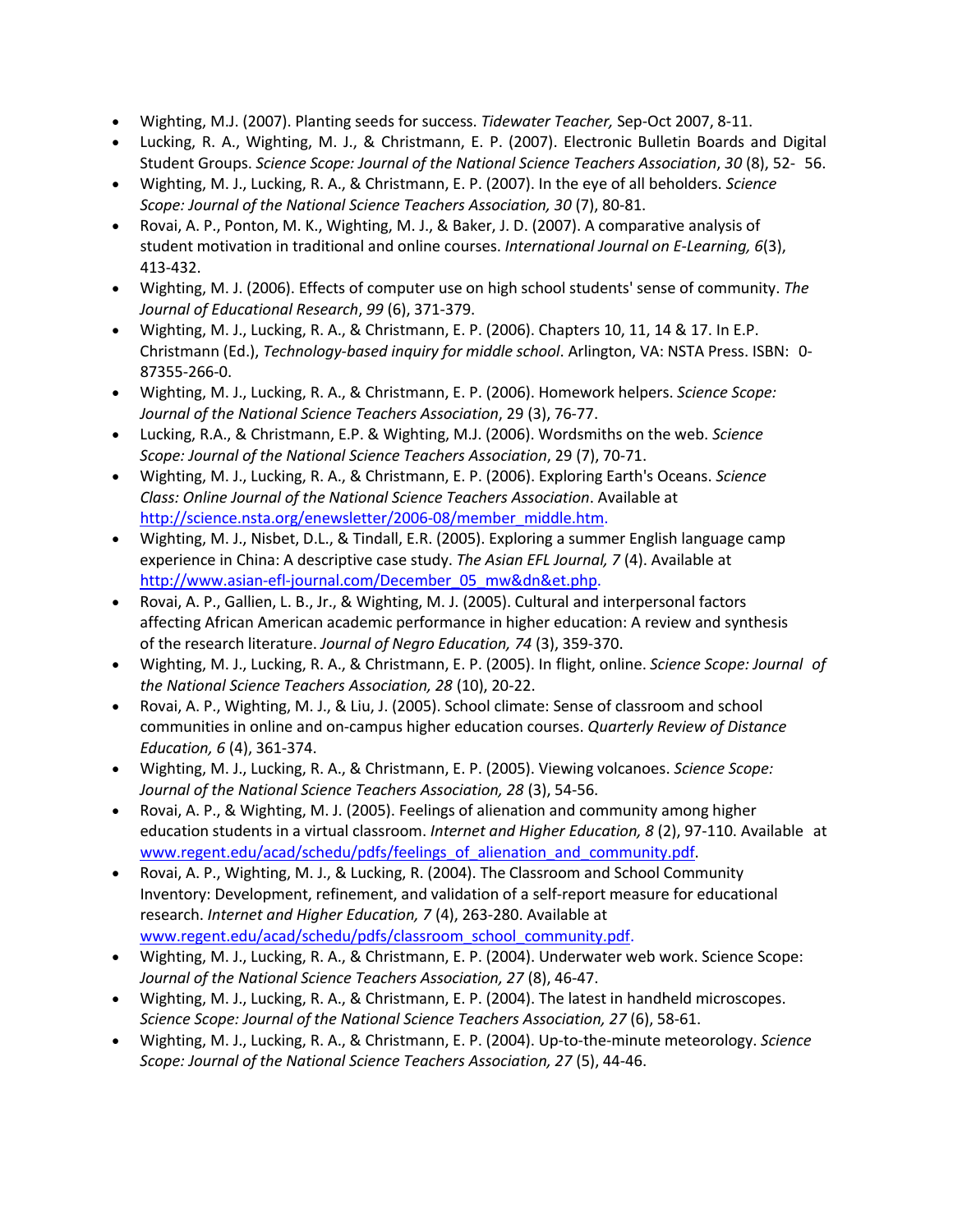- Wighting, M.J. (2007). Planting seeds for success. *Tidewater Teacher,* Sep-Oct 2007, 8-11.
- Lucking, R. A., Wighting, M. J., & Christmann, E. P. (2007). Electronic Bulletin Boards and Digital Student Groups. *Science Scope: Journal of the National Science Teachers Association*, *30* (8), 52- 56.
- Wighting, M. J., Lucking, R. A., & Christmann, E. P. (2007). In the eye of all beholders. *Science Scope: Journal of the National Science Teachers Association, 30* (7), 80-81.
- Rovai, A. P., Ponton, M. K., Wighting, M. J., & Baker, J. D. (2007). A comparative analysis of student motivation in traditional and online courses. *International Journal on E-Learning, 6*(3), 413-432.
- Wighting, M. J. (2006). Effects of computer use on high school students' sense of community. *The Journal of Educational Research*, *99* (6), 371-379.
- Wighting, M. J., Lucking, R. A., & Christmann, E. P. (2006). Chapters 10, 11, 14 & 17. In E.P. Christmann (Ed.), *Technology-based inquiry for middle school*. Arlington, VA: NSTA Press. ISBN: 0-87355-266-0.
- Wighting, M. J., Lucking, R. A., & Christmann, E. P. (2006). Homework helpers. *Science Scope: Journal of the National Science Teachers Association*, 29 (3), 76-77.
- Lucking, R.A., & Christmann, E.P. & Wighting, M.J. (2006). Wordsmiths on the web. *Science Scope: Journal of the National Science Teachers Association*, 29 (7), 70-71.
- Wighting, M. J., Lucking, R. A., & Christmann, E. P. (2006). Exploring Earth's Oceans. *Science Class: Online Journal of the National Science Teachers Association*. Available at http://science.nsta.org/enewsletter/2006-08/member_middle.htm.
- Wighting, M. J., Nisbet, D.L., & Tindall, E.R. (2005). Exploring a summer English language camp experience in China: A descriptive case study. *The Asian EFL Journal, 7* (4). Available at http://www.asian-efl-journal.com/December_05_mw&dn&et.php.
- Rovai, A. P., Gallien, L. B., Jr., & Wighting, M. J. (2005). Cultural and interpersonal factors affecting African American academic performance in higher education: A review and synthesis of the research literature. *Journal of Negro Education, 74* (3), 359-370.
- Wighting, M. J., Lucking, R. A., & Christmann, E. P. (2005). In flight, online. *Science Scope: Journal of the National Science Teachers Association, 28* (10), 20-22.
- Rovai, A. P., Wighting, M. J., & Liu, J. (2005). School climate: Sense of classroom and school communities in online and on-campus higher education courses. *Quarterly Review of Distance Education, 6* (4), 361-374.
- Wighting, M. J., Lucking, R. A., & Christmann, E. P. (2005). Viewing volcanoes. *Science Scope: Journal of the National Science Teachers Association, 28* (3), 54-56.
- Rovai, A. P., & Wighting, M. J. (2005). Feelings of alienation and community among higher education students in a virtual classroom. *Internet and Higher Education, 8* (2), 97-110. Available at www.regent.edu/acad/schedu/pdfs/feelings_of_alienation_and_community.pdf.
- Rovai, A. P., Wighting, M. J., & Lucking, R. (2004). The Classroom and School Community Inventory: Development, refinement, and validation of a self-report measure for educational research. *Internet and Higher Education, 7* (4), 263-280. Available at www.regent.edu/acad/schedu/pdfs/classroom_school_community.pdf.
- Wighting, M. J., Lucking, R. A., & Christmann, E. P. (2004). Underwater web work. Science Scope: *Journal of the National Science Teachers Association, 27* (8), 46-47.
- Wighting, M. J., Lucking, R. A., & Christmann, E. P. (2004). The latest in handheld microscopes. *Science Scope: Journal of the National Science Teachers Association, 27* (6), 58-61.
- Wighting, M. J., Lucking, R. A., & Christmann, E. P. (2004). Up-to-the-minute meteorology. *Science Scope: Journal of the National Science Teachers Association, 27* (5), 44-46.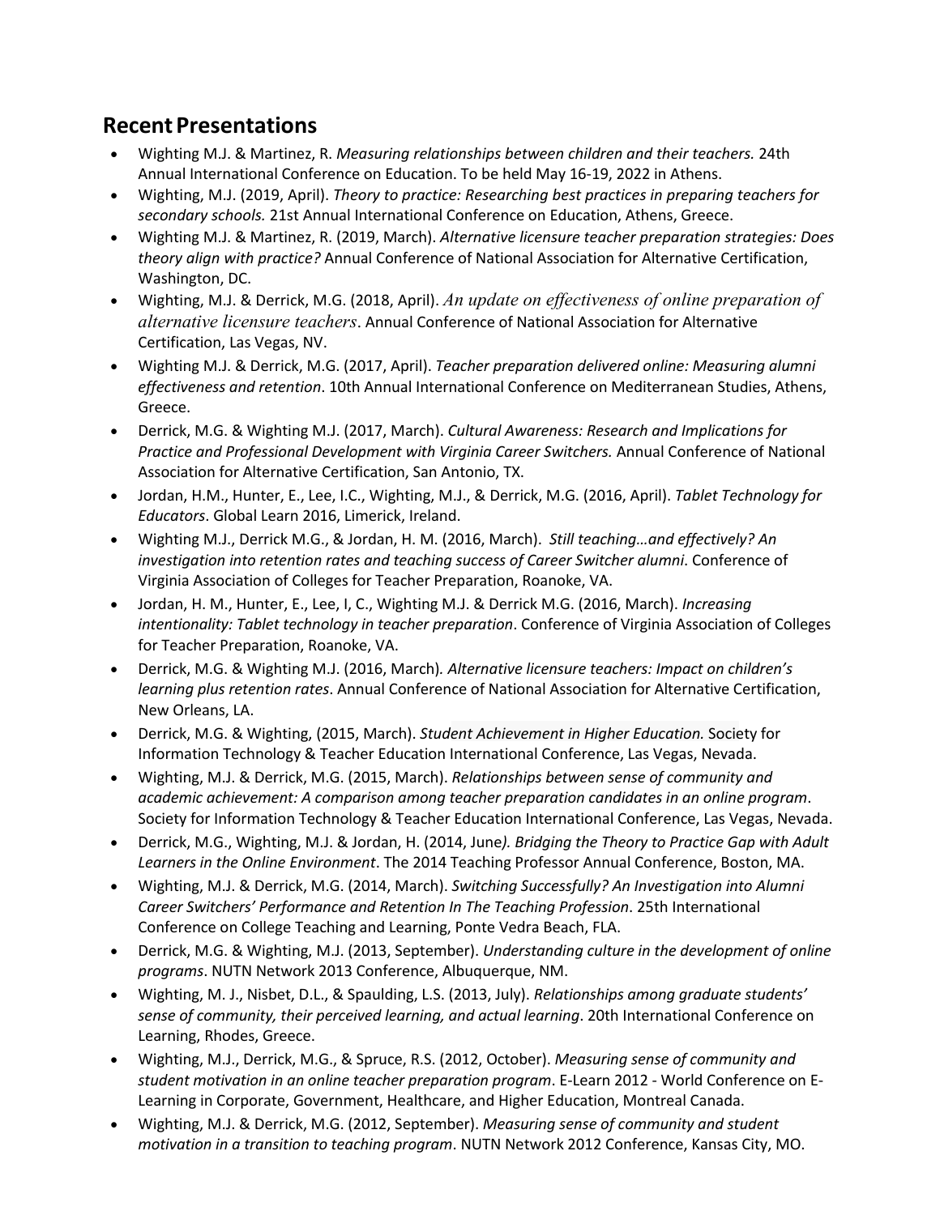## Recent Presentations

- Wighting M.J. & Martinez, R. *Measuring relationships between children and their teachers.* 24th Annual International Conference on Education. To be held May 16-19, 2022 in Athens.
- Wighting, M.J. (2019, April). *Theory to practice: Researching best practices in preparing teachers for secondary schools.* 21st Annual International Conference on Education, Athens, Greece.
- Wighting M.J. & Martinez, R. (2019, March). *Alternative licensure teacher preparation strategies: Does theory align with practice?* Annual Conference of National Association for Alternative Certification, Washington, DC.
- Wighting, M.J. & Derrick, M.G. (2018, April). *An update on effectiveness of online preparation of alternative licensure teachers*. Annual Conference of National Association for Alternative Certification, Las Vegas, NV.
- Wighting M.J. & Derrick, M.G. (2017, April). *Teacher preparation delivered online: Measuring alumni effectiveness and retention*. 10th Annual International Conference on Mediterranean Studies, Athens, Greece.
- Derrick, M.G. & Wighting M.J. (2017, March). *Cultural Awareness: Research and Implications for Practice and Professional Development with Virginia Career Switchers.* Annual Conference of National Association for Alternative Certification, San Antonio, TX.
- Jordan, H.M., Hunter, E., Lee, I.C., Wighting, M.J., & Derrick, M.G. (2016, April). *Tablet Technology for Educators*. Global Learn 2016, Limerick, Ireland.
- Wighting M.J., Derrick M.G., & Jordan, H. M. (2016, March). *Still teaching…and effectively? An investigation into retention rates and teaching success of Career Switcher alumni*. Conference of Virginia Association of Colleges for Teacher Preparation, Roanoke, VA.
- Jordan, H. M., Hunter, E., Lee, I, C., Wighting M.J. & Derrick M.G. (2016, March). *Increasing intentionality: Tablet technology in teacher preparation*. Conference of Virginia Association of Colleges for Teacher Preparation, Roanoke, VA.
- Derrick, M.G. & Wighting M.J. (2016, March). *Alternative licensure teachers: Impact on children's learning plus retention rates*. Annual Conference of National Association for Alternative Certification, New Orleans, LA.
- Derrick, M.G. & Wighting, (2015, March). *Student Achievement in Higher Education.* Society for Information Technology & Teacher Education International Conference, Las Vegas, Nevada.
- Wighting, M.J. & Derrick, M.G. (2015, March). *Relationships between sense of community and academic achievement: A comparison among teacher preparation candidates in an online program*. Society for Information Technology & Teacher Education International Conference, Las Vegas, Nevada.
- Derrick, M.G., Wighting, M.J. & Jordan, H. (2014, June*). Bridging the Theory to Practice Gap with Adult Learners in the Online Environment*. The 2014 Teaching Professor Annual Conference, Boston, MA.
- Wighting, M.J. & Derrick, M.G. (2014, March). *Switching Successfully? An Investigation into Alumni Career Switchers' Performance and Retention In The Teaching Profession*. 25th International Conference on College Teaching and Learning, Ponte Vedra Beach, FLA.
- Derrick, M.G. & Wighting, M.J. (2013, September). *Understanding culture in the development of online programs*. NUTN Network 2013 Conference, Albuquerque, NM.
- Wighting, M. J., Nisbet, D.L., & Spaulding, L.S. (2013, July). *Relationships among graduate students' sense of community, their perceived learning, and actual learning*. 20th International Conference on Learning, Rhodes, Greece.
- Wighting, M.J., Derrick, M.G., & Spruce, R.S. (2012, October). *Measuring sense of community and student motivation in an online teacher preparation program*. E-Learn 2012 - World Conference on E-Learning in Corporate, Government, Healthcare, and Higher Education, Montreal Canada.
- Wighting, M.J. & Derrick, M.G. (2012, September). *Measuring sense of community and student motivation in a transition to teaching program*. NUTN Network 2012 Conference, Kansas City, MO.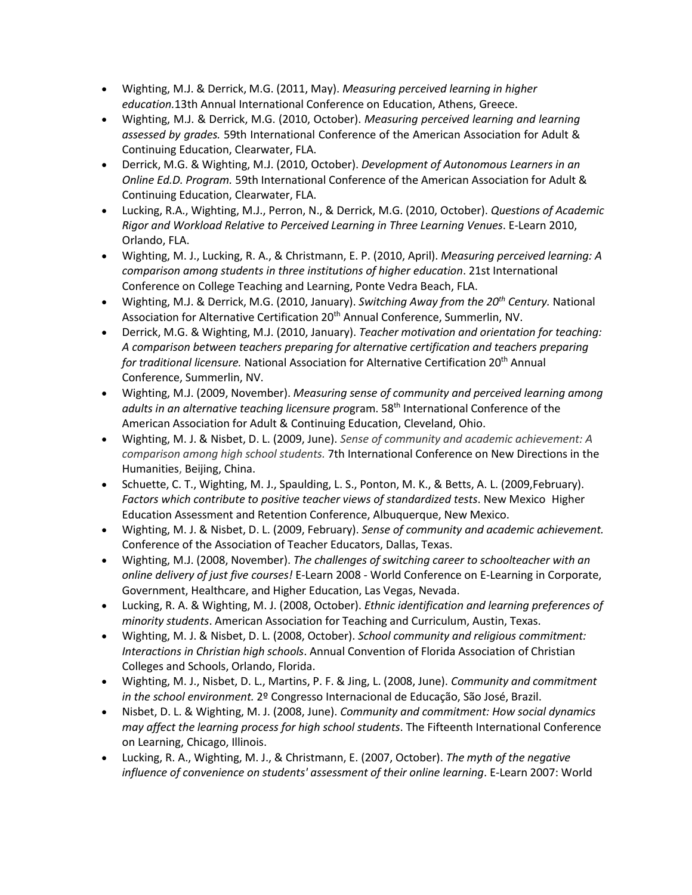- Wighting, M.J. & Derrick, M.G. (2011, May). *Measuring perceived learning in higher education.*13th Annual International Conference on Education, Athens, Greece.
- Wighting, M.J. & Derrick, M.G. (2010, October). *Measuring perceived learning and learning assessed by grades.* 59th International Conference of the American Association for Adult & Continuing Education, Clearwater, FLA.
- Derrick, M.G. & Wighting, M.J. (2010, October). *Development of Autonomous Learners in an Online Ed.D. Program.* 59th International Conference of the American Association for Adult & Continuing Education, Clearwater, FLA.
- Lucking, R.A., Wighting, M.J., Perron, N., & Derrick, M.G. (2010, October). *Questions of Academic Rigor and Workload Relative to Perceived Learning in Three Learning Venues*. E-Learn 2010, Orlando, FLA.
- Wighting, M. J., Lucking, R. A., & Christmann, E. P. (2010, April). *Measuring perceived learning: A comparison among students in three institutions of higher education*. 21st International Conference on College Teaching and Learning, Ponte Vedra Beach, FLA.
- Wighting, M.J. & Derrick, M.G. (2010, January). *Switching Away from the 20th Century.* National Association for Alternative Certification 20th Annual Conference, Summerlin, NV.
- Derrick, M.G. & Wighting, M.J. (2010, January). *Teacher motivation and orientation for teaching: A comparison between teachers preparing for alternative certification and teachers preparing for traditional licensure.* National Association for Alternative Certification 20th Annual Conference, Summerlin, NV.
- Wighting, M.J. (2009, November). *Measuring sense of community and perceived learning among adults in an alternative teaching licensure pro*gram. 58th International Conference of the American Association for Adult & Continuing Education, Cleveland, Ohio.
- Wighting, M. J. & Nisbet, D. L. (2009, June). *Sense of community and academic achievement: A comparison among high school students.* 7th International Conference on New Directions in the Humanities, Beijing, China.
- Schuette, C. T., Wighting, M. J., Spaulding, L. S., Ponton, M. K., & Betts, A. L. (2009,February). *Factors which contribute to positive teacher views of standardized tests*. New Mexico Higher Education Assessment and Retention Conference, Albuquerque, New Mexico.
- Wighting, M. J. & Nisbet, D. L. (2009, February). *Sense of community and academic achievement.* Conference of the Association of Teacher Educators, Dallas, Texas.
- Wighting, M.J. (2008, November). *The challenges of switching career to schoolteacher with an online delivery of just five courses!* E-Learn 2008 - World Conference on E-Learning in Corporate, Government, Healthcare, and Higher Education, Las Vegas, Nevada.
- Lucking, R. A. & Wighting, M. J. (2008, October). *Ethnic identification and learning preferences of minority students*. American Association for Teaching and Curriculum, Austin, Texas.
- Wighting, M. J. & Nisbet, D. L. (2008, October). *School community and religious commitment: Interactions in Christian high schools*. Annual Convention of Florida Association of Christian Colleges and Schools, Orlando, Florida.
- Wighting, M. J., Nisbet, D. L., Martins, P. F. & Jing, L. (2008, June). *Community and commitment in the school environment.* 2º Congresso Internacional de Educação, São José, Brazil.
- Nisbet, D. L. & Wighting, M. J. (2008, June). *Community and commitment: How social dynamics may affect the learning process for high school students*. The Fifteenth International Conference on Learning, Chicago, Illinois.
- Lucking, R. A., Wighting, M. J., & Christmann, E. (2007, October). *The myth of the negative influence of convenience on students' assessment of their online learning*. E-Learn 2007: World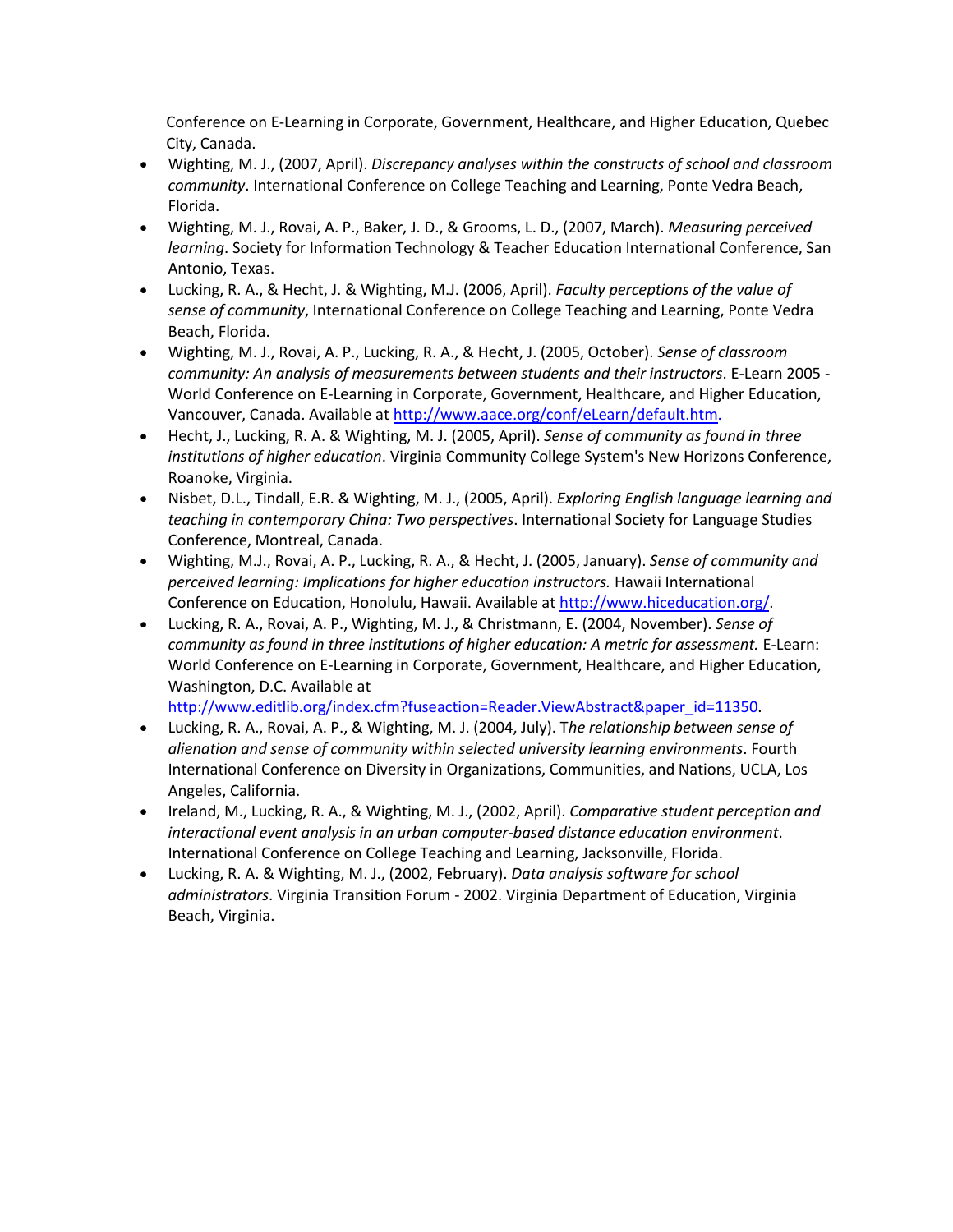Conference on E-Learning in Corporate, Government, Healthcare, and Higher Education, Quebec City, Canada.

- Wighting, M. J., (2007, April). *Discrepancy analyses within the constructs of school and classroom community*. International Conference on College Teaching and Learning, Ponte Vedra Beach, Florida.
- Wighting, M. J., Rovai, A. P., Baker, J. D., & Grooms, L. D., (2007, March). *Measuring perceived learning*. Society for Information Technology & Teacher Education International Conference, San Antonio, Texas.
- Lucking, R. A., & Hecht, J. & Wighting, M.J. (2006, April). *Faculty perceptions of the value of sense of community*, International Conference on College Teaching and Learning, Ponte Vedra Beach, Florida.
- Wighting, M. J., Rovai, A. P., Lucking, R. A., & Hecht, J. (2005, October). *Sense of classroom community: An analysis of measurements between students and their instructors*. E-Learn 2005 - World Conference on E-Learning in Corporate, Government, Healthcare, and Higher Education, Vancouver, Canada. Available at http://www.aace.org/conf/eLearn/default.htm.
- Hecht, J., Lucking, R. A. & Wighting, M. J. (2005, April). *Sense of community as found in three institutions of higher education*. Virginia Community College System's New Horizons Conference, Roanoke, Virginia.
- Nisbet, D.L., Tindall, E.R. & Wighting, M. J., (2005, April). *Exploring English language learning and teaching in contemporary China: Two perspectives*. International Society for Language Studies Conference, Montreal, Canada.
- Wighting, M.J., Rovai, A. P., Lucking, R. A., & Hecht, J. (2005, January). *Sense of community and perceived learning: Implications for higher education instructors.* Hawaii International Conference on Education, Honolulu, Hawaii. Available at http://www.hiceducation.org/.
- Lucking, R. A., Rovai, A. P., Wighting, M. J., & Christmann, E. (2004, November). *Sense of community as found in three institutions of higher education: A metric for assessment.* E-Learn: World Conference on E-Learning in Corporate, Government, Healthcare, and Higher Education, Washington, D.C. Available at http://www.editlib.org/index.cfm?fuseaction=Reader.ViewAbstract&paper_id=11350.
- Lucking, R. A., Rovai, A. P., & Wighting, M. J. (2004, July). T*he relationship between sense of alienation and sense of community within selected university learning environments*. Fourth International Conference on Diversity in Organizations, Communities, and Nations, UCLA, Los Angeles, California.
- Ireland, M., Lucking, R. A., & Wighting, M. J., (2002, April). *Comparative student perception and interactional event analysis in an urban computer-based distance education environment*. International Conference on College Teaching and Learning, Jacksonville, Florida.
- Lucking, R. A. & Wighting, M. J., (2002, February). *Data analysis software for school administrators*. Virginia Transition Forum - 2002. Virginia Department of Education, Virginia Beach, Virginia.